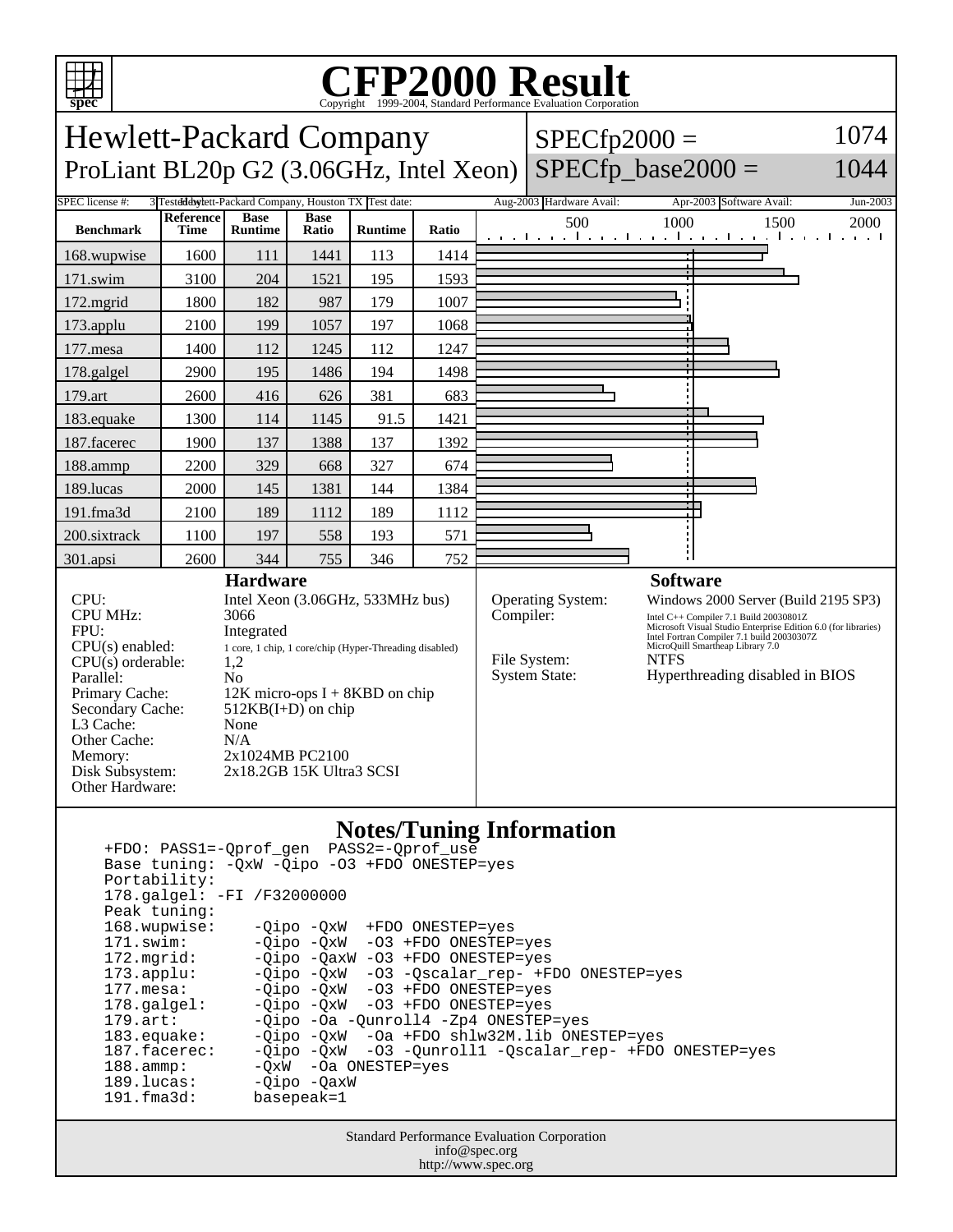# CFP2000 Result

Copyright 1999-2004, Standard Performance Evaluation Corporation

## Hewlett-Packard Company

## ProLiant BL20p G2 (3.06GHz, Intel Xeon)

SPECfp2000 = 1074

SPECfp_base2000 = 1044

SPEC license #: 3 | Tested by: Hewlett-Packard Company, Houston TX | Test date: Aug-2003 | Hardware Avail: Apr-2003 | Software Avail: Jun-2003

| Benchmark | Reference Time | Base Runtime | Base Ratio | Runtime | Ratio |
|---|---|---|---|---|---|
| 168.wupwise | 1600 | 111 | 1441 | 113 | 1414 |
| 171.swim | 3100 | 204 | 1521 | 195 | 1593 |
| 172.mgrid | 1800 | 182 | 987 | 179 | 1007 |
| 173.applu | 2100 | 199 | 1057 | 197 | 1068 |
| 177.mesa | 1400 | 112 | 1245 | 112 | 1247 |
| 178.galgel | 2900 | 195 | 1486 | 194 | 1498 |
| 179.art | 2600 | 416 | 626 | 381 | 683 |
| 183.equake | 1300 | 114 | 1145 | 91.5 | 1421 |
| 187.facerec | 1900 | 137 | 1388 | 137 | 1392 |
| 188.ammp | 2200 | 329 | 668 | 327 | 674 |
| 189.lucas | 2000 | 145 | 1381 | 144 | 1384 |
| 191.fma3d | 2100 | 189 | 1112 | 189 | 1112 |
| 200.sixtrack | 1100 | 197 | 558 | 193 | 571 |
| 301.apsi | 2600 | 344 | 755 | 346 | 752 |

### Hardware

| | |
|---|---|
| CPU: | Intel Xeon (3.06GHz, 533MHz bus) |
| CPU MHz: | 3066 |
| FPU: | Integrated |
| CPU(s) enabled: | 1 core, 1 chip, 1 core/chip (Hyper-Threading disabled) |
| CPU(s) orderable: | 1,2 |
| Parallel: | No |
| Primary Cache: | 12K micro-ops I + 8KBD on chip |
| Secondary Cache: | 512KB(I+D) on chip |
| L3 Cache: | None |
| Other Cache: | N/A |
| Memory: | 2x1024MB PC2100 |
| Disk Subsystem: | 2x18.2GB 15K Ultra3 SCSI |
| Other Hardware: | |

### Software

| | |
|---|---|
| Operating System: | Windows 2000 Server (Build 2195 SP3) |
| Compiler: | Intel C++ Compiler 7.1 Build 20030801Z<br>Microsoft Visual Studio Enterprise Edition 6.0 (for libraries)<br>Intel Fortran Compiler 7.1 build 20030307Z<br>MicroQuill Smartheap Library 7.0 |
| File System: | NTFS |
| System State: | Hyperthreading disabled in BIOS |

### Notes/Tuning Information

```
+FDO: PASS1=-Qprof_gen  PASS2=-Qprof_use
Base tuning: -QxW -Qipo -O3 +FDO ONESTEP=yes
Portability:
178.galgel: -FI /F32000000
Peak tuning:
168.wupwise:    -Qipo -QxW  +FDO ONESTEP=yes
171.swim:       -Qipo -QxW  -O3 +FDO ONESTEP=yes
172.mgrid:      -Qipo -QaxW -O3 +FDO ONESTEP=yes
173.applu:      -Qipo -QxW  -O3 -Qscalar_rep- +FDO ONESTEP=yes
177.mesa:       -Qipo -QxW  -O3 +FDO ONESTEP=yes
178.galgel:     -Qipo -QxW  -O3 +FDO ONESTEP=yes
179.art:        -Qipo -Oa -Qunroll4 -Zp4 ONESTEP=yes
183.equake:     -Qipo -QxW  -Oa +FDO shlw32M.lib ONESTEP=yes
187.facerec:    -Qipo -QxW  -O3 -Qunroll1 -Qscalar_rep- +FDO ONESTEP=yes
188.ammp:       -QxW  -Oa ONESTEP=yes
189.lucas:      -Qipo -QaxW
191.fma3d:      basepeak=1
```

Standard Performance Evaluation Corporation
info@spec.org
http://www.spec.org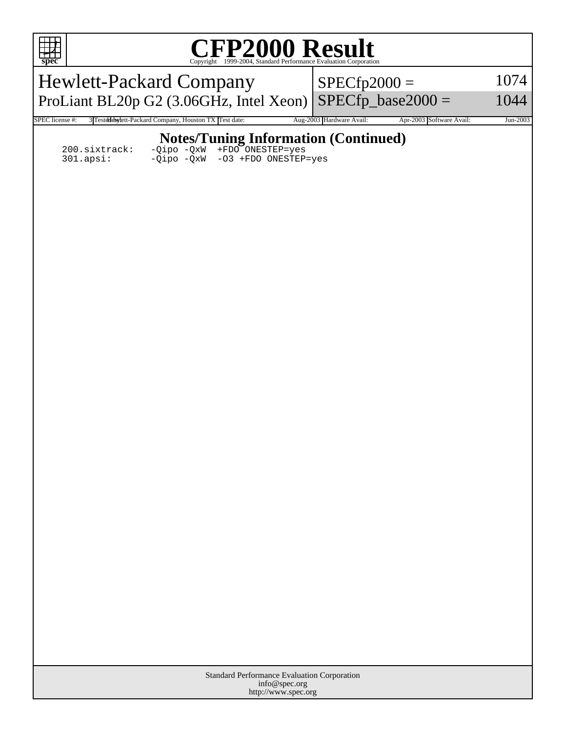# CFP2000 Result

Copyright 1999-2004, Standard Performance Evaluation Corporation

Hewlett-Packard Company
ProLiant BL20p G2 (3.06GHz, Intel Xeon)

SPECfp2000 = 1074
SPECfp_base2000 = 1044

SPEC license #: 3 | Tested by: Hewlett-Packard Company, Houston TX | Test date: Aug-2003 | Hardware Avail: Apr-2003 | Software Avail: Jun-2003

## Notes/Tuning Information (Continued)

```
200.sixtrack:   -Qipo -QxW  +FDO ONESTEP=yes
301.apsi:       -Qipo -QxW  -O3 +FDO ONESTEP=yes
```

Standard Performance Evaluation Corporation
info@spec.org
http://www.spec.org